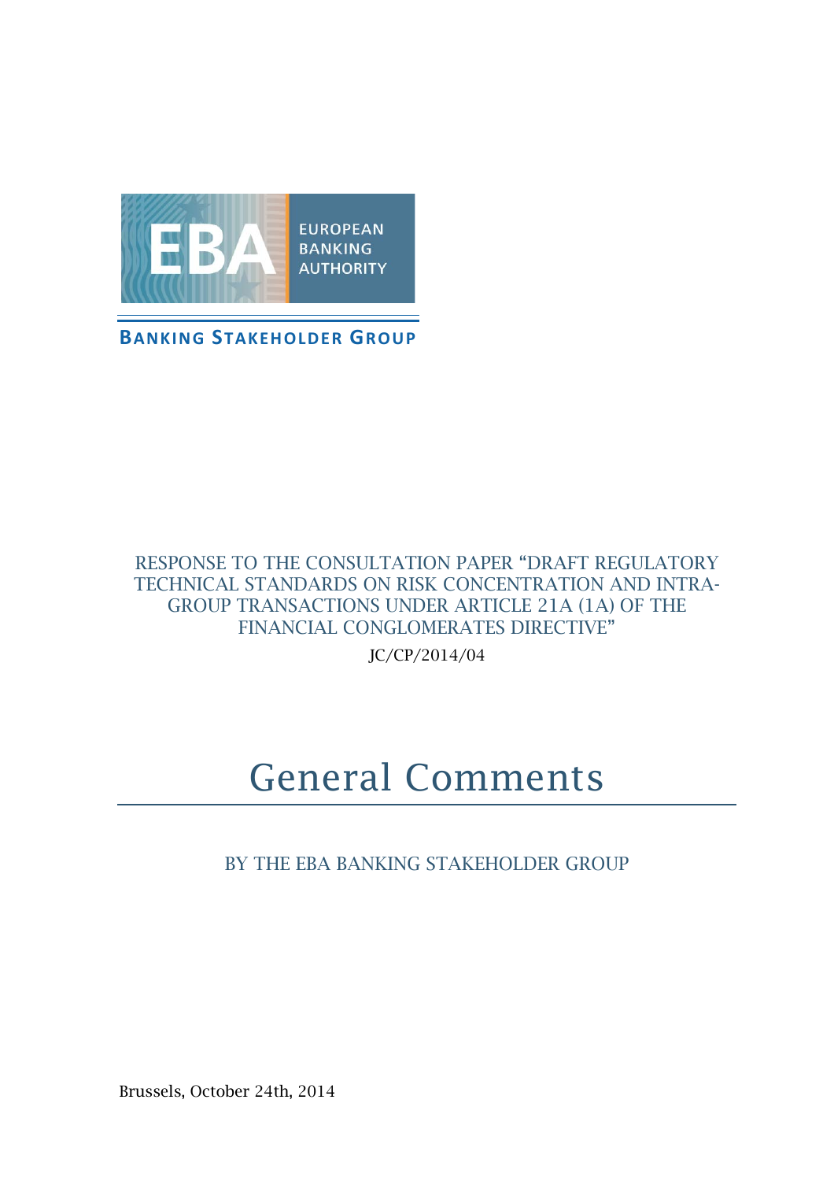EUROPEAN BANKING AUTHORITY

BANKING STAKEHOLDER GROUP

RESPONSE TO THE CONSULTATION PAPER "DRAFT REGULATORY TECHNICAL STANDARDS ON RISK CONCENTRATION AND INTRA-GROUP TRANSACTIONS UNDER ARTICLE 21A (1A) OF THE FINANCIAL CONGLOMERATES DIRECTIVE"

JC/CP/2014/04

# General Comments

BY THE EBA BANKING STAKEHOLDER GROUP

Brussels, October 24th, 2014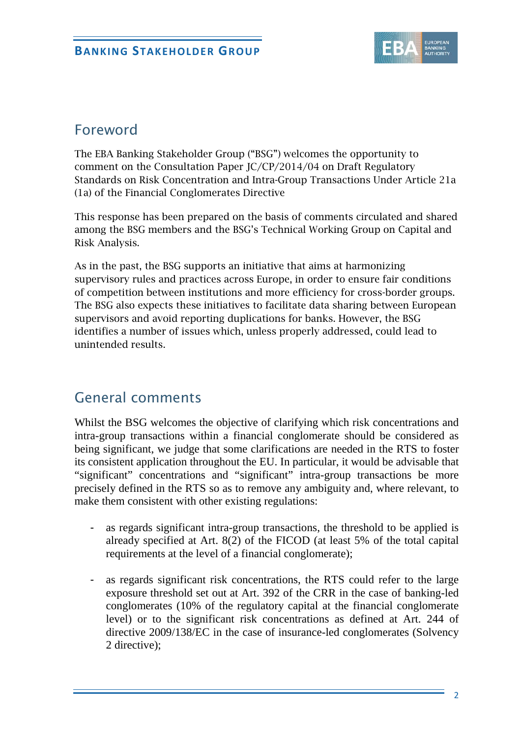## Foreword

The EBA Banking Stakeholder Group ("BSG") welcomes the opportunity to comment on the Consultation Paper JC/CP/2014/04 on Draft Regulatory Standards on Risk Concentration and Intra-Group Transactions Under Article 21a (1a) of the Financial Conglomerates Directive

This response has been prepared on the basis of comments circulated and shared among the BSG members and the BSG's Technical Working Group on Capital and Risk Analysis.

As in the past, the BSG supports an initiative that aims at harmonizing supervisory rules and practices across Europe, in order to ensure fair conditions of competition between institutions and more efficiency for cross-border groups. The BSG also expects these initiatives to facilitate data sharing between European supervisors and avoid reporting duplications for banks. However, the BSG identifies a number of issues which, unless properly addressed, could lead to unintended results.

## General comments

Whilst the BSG welcomes the objective of clarifying which risk concentrations and intra-group transactions within a financial conglomerate should be considered as being significant, we judge that some clarifications are needed in the RTS to foster its consistent application throughout the EU. In particular, it would be advisable that "significant" concentrations and "significant" intra-group transactions be more precisely defined in the RTS so as to remove any ambiguity and, where relevant, to make them consistent with other existing regulations:

- as regards significant intra-group transactions, the threshold to be applied is already specified at Art. 8(2) of the FICOD (at least 5% of the total capital requirements at the level of a financial conglomerate);

- as regards significant risk concentrations, the RTS could refer to the large exposure threshold set out at Art. 392 of the CRR in the case of banking-led conglomerates (10% of the regulatory capital at the financial conglomerate level) or to the significant risk concentrations as defined at Art. 244 of directive 2009/138/EC in the case of insurance-led conglomerates (Solvency 2 directive);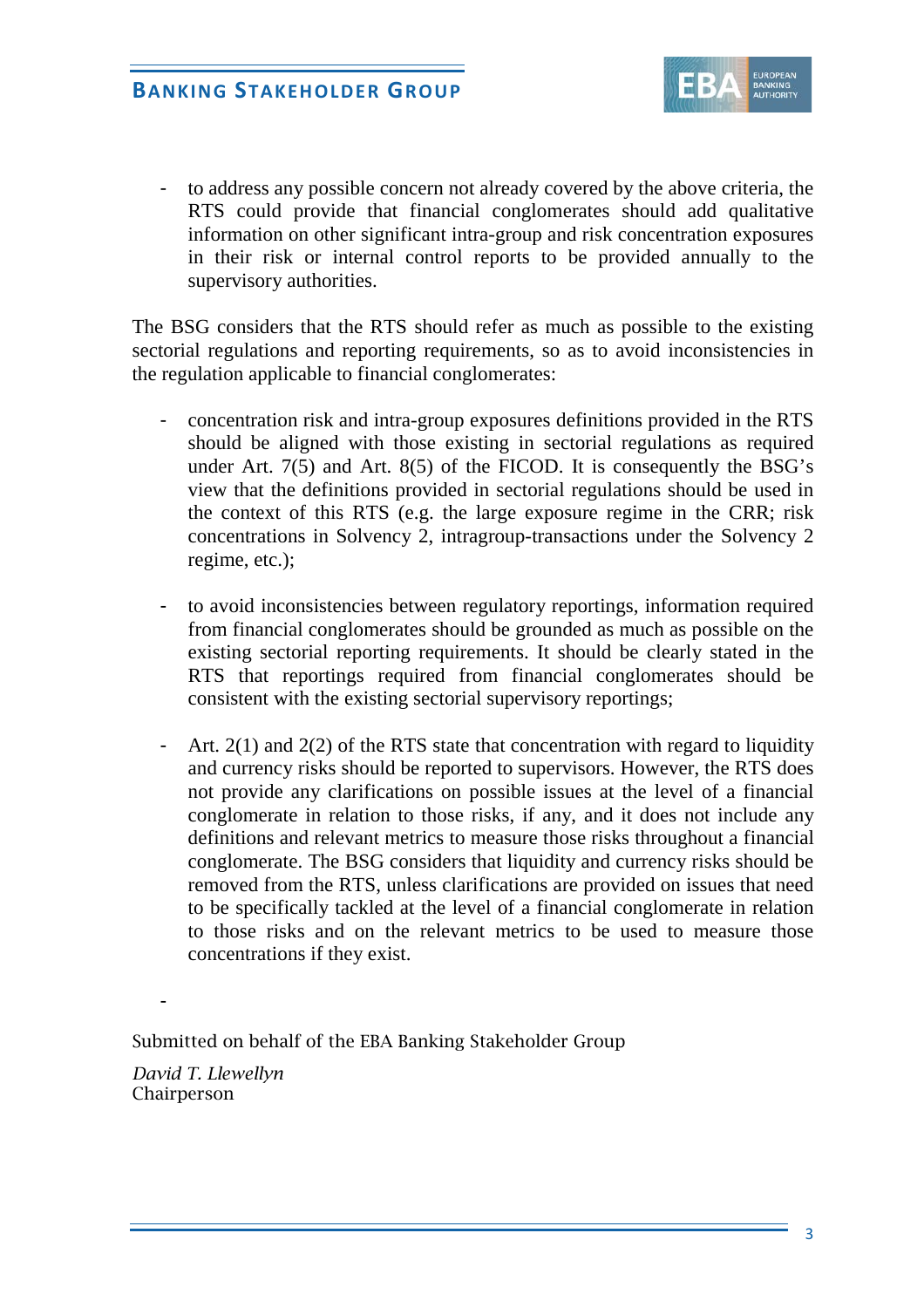- to address any possible concern not already covered by the above criteria, the RTS could provide that financial conglomerates should add qualitative information on other significant intra-group and risk concentration exposures in their risk or internal control reports to be provided annually to the supervisory authorities.

The BSG considers that the RTS should refer as much as possible to the existing sectorial regulations and reporting requirements, so as to avoid inconsistencies in the regulation applicable to financial conglomerates:

- concentration risk and intra-group exposures definitions provided in the RTS should be aligned with those existing in sectorial regulations as required under Art. 7(5) and Art. 8(5) of the FICOD. It is consequently the BSG's view that the definitions provided in sectorial regulations should be used in the context of this RTS (e.g. the large exposure regime in the CRR; risk concentrations in Solvency 2, intragroup-transactions under the Solvency 2 regime, etc.);

- to avoid inconsistencies between regulatory reportings, information required from financial conglomerates should be grounded as much as possible on the existing sectorial reporting requirements. It should be clearly stated in the RTS that reportings required from financial conglomerates should be consistent with the existing sectorial supervisory reportings;

- Art. 2(1) and 2(2) of the RTS state that concentration with regard to liquidity and currency risks should be reported to supervisors. However, the RTS does not provide any clarifications on possible issues at the level of a financial conglomerate in relation to those risks, if any, and it does not include any definitions and relevant metrics to measure those risks throughout a financial conglomerate. The BSG considers that liquidity and currency risks should be removed from the RTS, unless clarifications are provided on issues that need to be specifically tackled at the level of a financial conglomerate in relation to those risks and on the relevant metrics to be used to measure those concentrations if they exist.

-

Submitted on behalf of the EBA Banking Stakeholder Group

*David T. Llewellyn*
Chairperson